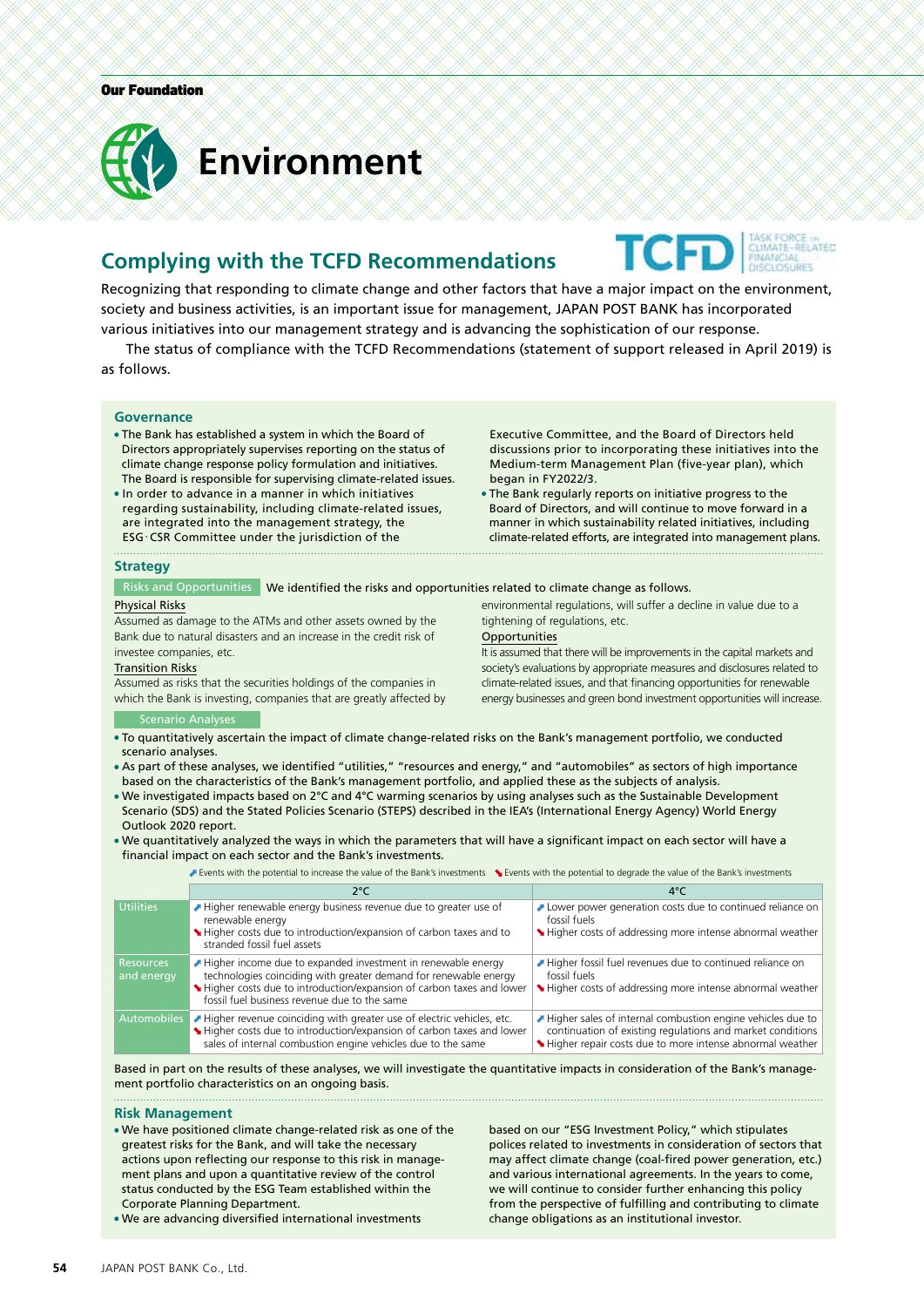Our Foundation

# Environment

## Complying with the TCFD Recommendations

Recognizing that responding to climate change and other factors that have a major impact on the environment, society and business activities, is an important issue for management, JAPAN POST BANK has incorporated various initiatives into our management strategy and is advancing the sophistication of our response.

The status of compliance with the TCFD Recommendations (statement of support released in April 2019) is as follows.

### Governance

- The Bank has established a system in which the Board of Directors appropriately supervises reporting on the status of climate change response policy formulation and initiatives. The Board is responsible for supervising climate-related issues.
- In order to advance in a manner in which initiatives regarding sustainability, including climate-related issues, are integrated into the management strategy, the ESG·CSR Committee under the jurisdiction of the Executive Committee, and the Board of Directors held discussions prior to incorporating these initiatives into the Medium-term Management Plan (five-year plan), which began in FY2022/3.
- The Bank regularly reports on initiative progress to the Board of Directors, and will continue to move forward in a manner in which sustainability related initiatives, including climate-related efforts, are integrated into management plans.

### Strategy

**Risks and Opportunities** We identified the risks and opportunities related to climate change as follows.

**Physical Risks**
Assumed as damage to the ATMs and other assets owned by the Bank due to natural disasters and an increase in the credit risk of investee companies, etc.

**Transition Risks**
Assumed as risks that the securities holdings of the companies in which the Bank is investing, companies that are greatly affected by environmental regulations, will suffer a decline in value due to a tightening of regulations, etc.

**Opportunities**
It is assumed that there will be improvements in the capital markets and society's evaluations by appropriate measures and disclosures related to climate-related issues, and that financing opportunities for renewable energy businesses and green bond investment opportunities will increase.

**Scenario Analyses**

- To quantitatively ascertain the impact of climate change-related risks on the Bank's management portfolio, we conducted scenario analyses.
- As part of these analyses, we identified "utilities," "resources and energy," and "automobiles" as sectors of high importance based on the characteristics of the Bank's management portfolio, and applied these as the subjects of analysis.
- We investigated impacts based on 2°C and 4°C warming scenarios by using analyses such as the Sustainable Development Scenario (SDS) and the Stated Policies Scenario (STEPS) described in the IEA's (International Energy Agency) World Energy Outlook 2020 report.
- We quantitatively analyzed the ways in which the parameters that will have a significant impact on each sector will have a financial impact on each sector and the Bank's investments.

↗ Events with the potential to increase the value of the Bank's investments ↘ Events with the potential to degrade the value of the Bank's investments

| | 2°C | 4°C |
|---|---|---|
| Utilities | ↗ Higher renewable energy business revenue due to greater use of renewable energy<br>↘ Higher costs due to introduction/expansion of carbon taxes and to stranded fossil fuel assets | ↗ Lower power generation costs due to continued reliance on fossil fuels<br>↘ Higher costs of addressing more intense abnormal weather |
| Resources and energy | ↗ Higher income due to expanded investment in renewable energy technologies coinciding with greater demand for renewable energy<br>↘ Higher costs due to introduction/expansion of carbon taxes and lower fossil fuel business revenue due to the same | ↗ Higher fossil fuel revenues due to continued reliance on fossil fuels<br>↘ Higher costs of addressing more intense abnormal weather |
| Automobiles | ↗ Higher revenue coinciding with greater use of electric vehicles, etc.<br>↘ Higher costs due to introduction/expansion of carbon taxes and lower sales of internal combustion engine vehicles due to the same | ↗ Higher sales of internal combustion engine vehicles due to continuation of existing regulations and market conditions<br>↘ Higher repair costs due to more intense abnormal weather |

Based in part on the results of these analyses, we will investigate the quantitative impacts in consideration of the Bank's management portfolio characteristics on an ongoing basis.

### Risk Management

- We have positioned climate change-related risk as one of the greatest risks for the Bank, and will take the necessary actions upon reflecting our response to this risk in management plans and upon a quantitative review of the control status conducted by the ESG Team established within the Corporate Planning Department.
- We are advancing diversified international investments based on our "ESG Investment Policy," which stipulates polices related to investments in consideration of sectors that may affect climate change (coal-fired power generation, etc.) and various international agreements. In the years to come, we will continue to consider further enhancing this policy from the perspective of fulfilling and contributing to climate change obligations as an institutional investor.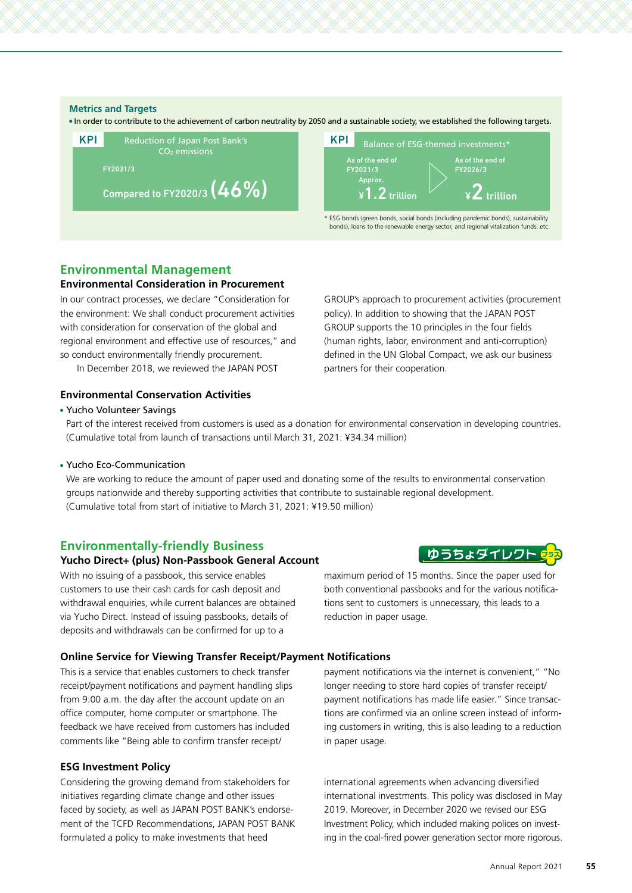**Metrics and Targets**

- In order to contribute to the achievement of carbon neutrality by 2050 and a sustainable society, we established the following targets.

**KPI** Reduction of Japan Post Bank's $CO_2$ emissions

FY2031/3

Compared to FY2020/3 (46%)

**KPI** Balance of ESG-themed investments*

As of the end of FY2021/3 Approx. ¥1.2 trillion

As of the end of FY2026/3 ¥2 trillion

\* ESG bonds (green bonds, social bonds (including pandemic bonds), sustainability bonds), loans to the renewable energy sector, and regional vitalization funds, etc.

## Environmental Management

### Environmental Consideration in Procurement

In our contract processes, we declare "Consideration for the environment: We shall conduct procurement activities with consideration for conservation of the global and regional environment and effective use of resources," and so conduct environmentally friendly procurement.

In December 2018, we reviewed the JAPAN POST GROUP's approach to procurement activities (procurement policy). In addition to showing that the JAPAN POST GROUP supports the 10 principles in the four fields (human rights, labor, environment and anti-corruption) defined in the UN Global Compact, we ask our business partners for their cooperation.

### Environmental Conservation Activities

- Yucho Volunteer Savings

  Part of the interest received from customers is used as a donation for environmental conservation in developing countries. (Cumulative total from launch of transactions until March 31, 2021: ¥34.34 million)

- Yucho Eco-Communication

  We are working to reduce the amount of paper used and donating some of the results to environmental conservation groups nationwide and thereby supporting activities that contribute to sustainable regional development. (Cumulative total from start of initiative to March 31, 2021: ¥19.50 million)

## Environmentally-friendly Business

### Yucho Direct+ (plus) Non-Passbook General Account

ゆうちょダイレクトプラス

With no issuing of a passbook, this service enables customers to use their cash cards for cash deposit and withdrawal enquiries, while current balances are obtained via Yucho Direct. Instead of issuing passbooks, details of deposits and withdrawals can be confirmed for up to a maximum period of 15 months. Since the paper used for both conventional passbooks and for the various notifications sent to customers is unnecessary, this leads to a reduction in paper usage.

### Online Service for Viewing Transfer Receipt/Payment Notifications

This is a service that enables customers to check transfer receipt/payment notifications and payment handling slips from 9:00 a.m. the day after the account update on an office computer, home computer or smartphone. The feedback we have received from customers has included comments like "Being able to confirm transfer receipt/payment notifications via the internet is convenient," "No longer needing to store hard copies of transfer receipt/payment notifications has made life easier." Since transactions are confirmed via an online screen instead of informing customers in writing, this is also leading to a reduction in paper usage.

### ESG Investment Policy

Considering the growing demand from stakeholders for initiatives regarding climate change and other issues faced by society, as well as JAPAN POST BANK's endorsement of the TCFD Recommendations, JAPAN POST BANK formulated a policy to make investments that heed international agreements when advancing diversified international investments. This policy was disclosed in May 2019. Moreover, in December 2020 we revised our ESG Investment Policy, which included making polices on investing in the coal-fired power generation sector more rigorous.